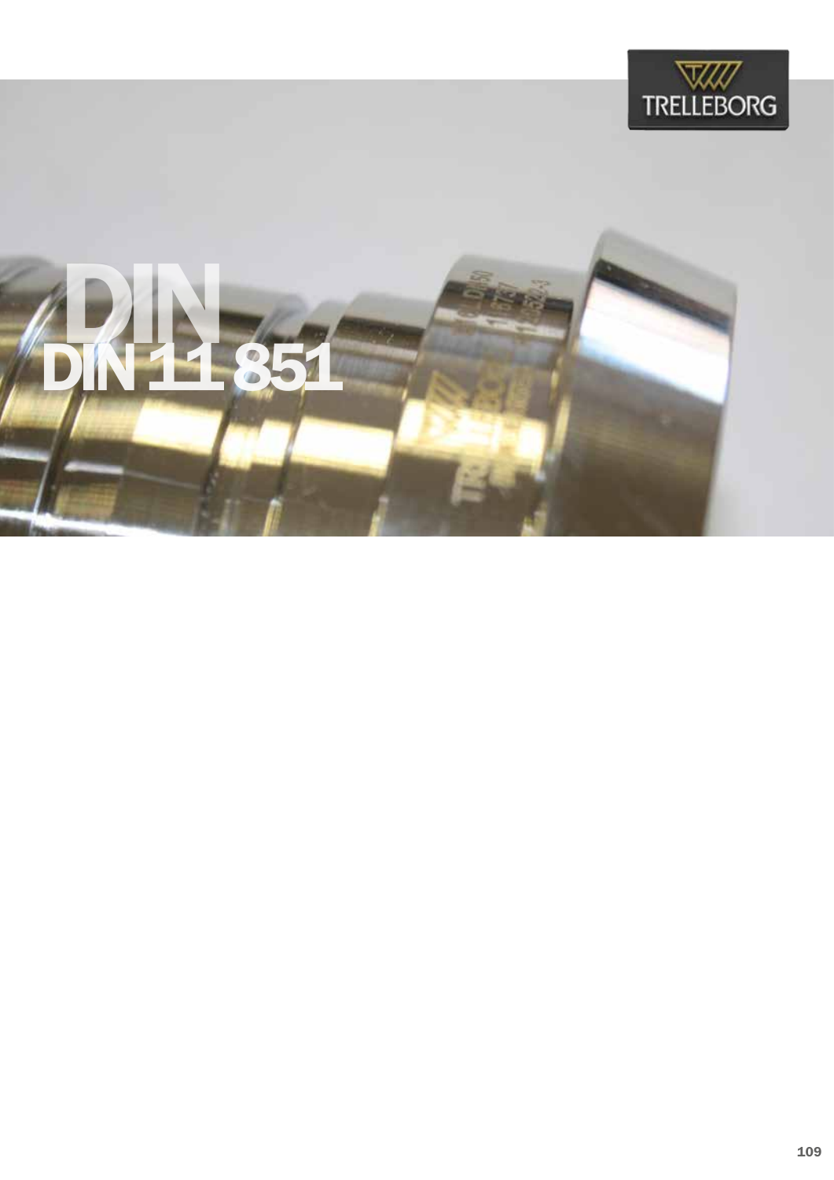# DIN

## DIN 11 851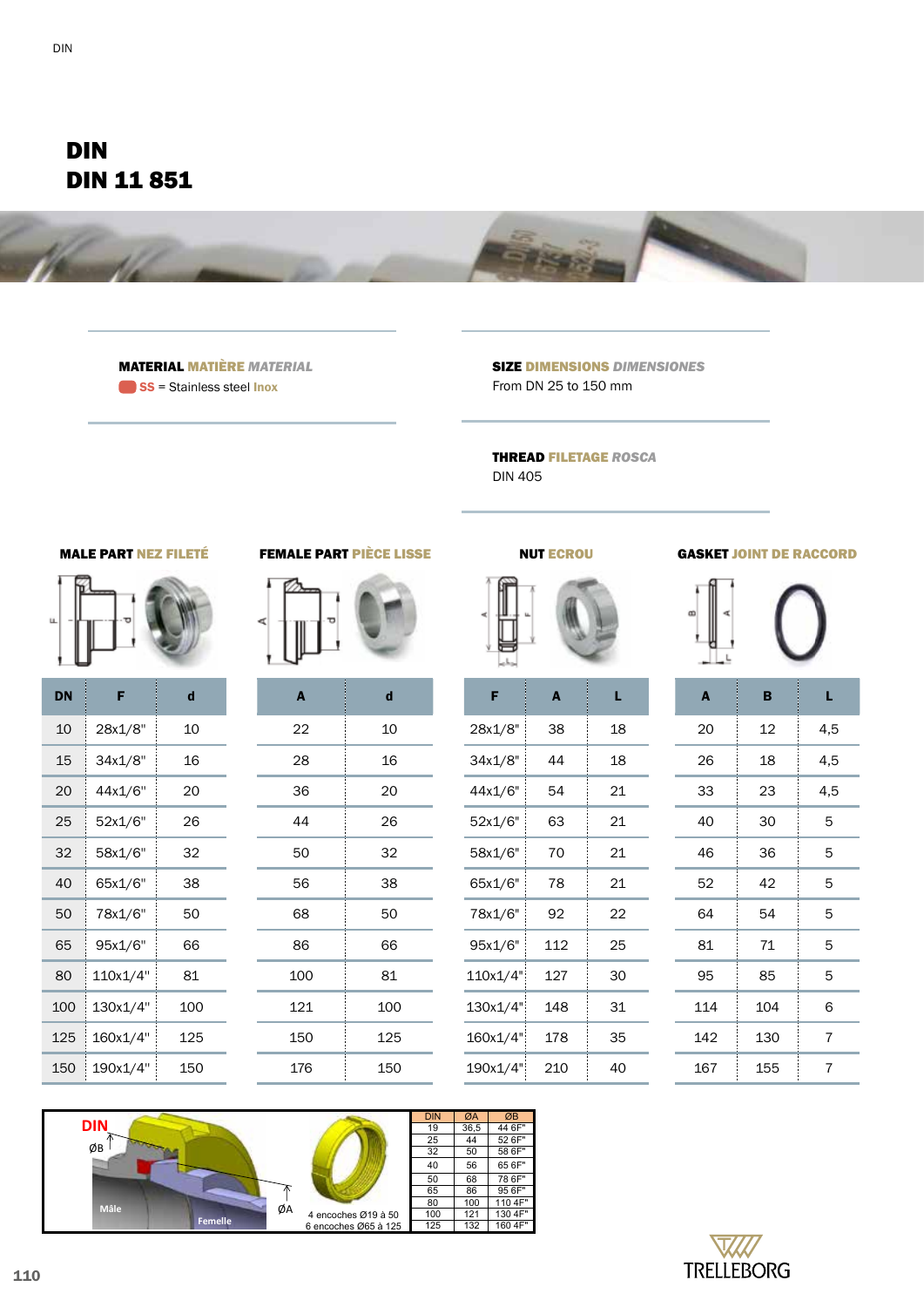# DIN
# DIN 11 851

**MATERIAL** MATIÈRE *MATERIAL*
SS = Stainless steel Inox

**SIZE** DIMENSIONS *DIMENSIONES*
From DN 25 to 150 mm

**THREAD** FILETAGE *ROSCA*
DIN 405

### MALE PART NEZ FILETÉ

| DN | F | d |
|---|---|---|
| 10 | 28x1/8" | 10 |
| 15 | 34x1/8" | 16 |
| 20 | 44x1/6" | 20 |
| 25 | 52x1/6" | 26 |
| 32 | 58x1/6" | 32 |
| 40 | 65x1/6" | 38 |
| 50 | 78x1/6" | 50 |
| 65 | 95x1/6" | 66 |
| 80 | 110x1/4" | 81 |
| 100 | 130x1/4" | 100 |
| 125 | 160x1/4" | 125 |
| 150 | 190x1/4" | 150 |

### FEMALE PART PIÈCE LISSE

| A | d |
|---|---|
| 22 | 10 |
| 28 | 16 |
| 36 | 20 |
| 44 | 26 |
| 50 | 32 |
| 56 | 38 |
| 68 | 50 |
| 86 | 66 |
| 100 | 81 |
| 121 | 100 |
| 150 | 125 |
| 176 | 150 |

### NUT ECROU

| F | A | L |
|---|---|---|
| 28x1/8" | 38 | 18 |
| 34x1/8" | 44 | 18 |
| 44x1/6" | 54 | 21 |
| 52x1/6" | 63 | 21 |
| 58x1/6" | 70 | 21 |
| 65x1/6" | 78 | 21 |
| 78x1/6" | 92 | 22 |
| 95x1/6" | 112 | 25 |
| 110x1/4" | 127 | 30 |
| 130x1/4" | 148 | 31 |
| 160x1/4" | 178 | 35 |
| 190x1/4" | 210 | 40 |

### GASKET JOINT DE RACCORD

| A | B | L |
|---|---|---|
| 20 | 12 | 4,5 |
| 26 | 18 | 4,5 |
| 33 | 23 | 4,5 |
| 40 | 30 | 5 |
| 46 | 36 | 5 |
| 52 | 42 | 5 |
| 64 | 54 | 5 |
| 81 | 71 | 5 |
| 95 | 85 | 5 |
| 114 | 104 | 6 |
| 142 | 130 | 7 |
| 167 | 155 | 7 |

DIN

ØB

Mâle

Femelle

ØA

4 encoches Ø19 à 50
6 encoches Ø65 à 125

| DIN | ØA | ØB |
|---|---|---|
| 19 | 36,5 | 44 6F" |
| 25 | 44 | 52 6F" |
| 32 | 50 | 58 6F" |
| 40 | 56 | 65 6F" |
| 50 | 68 | 78 6F" |
| 65 | 86 | 95 6F" |
| 80 | 100 | 110 4F" |
| 100 | 121 | 130 4F" |
| 125 | 132 | 160 4F" |

TRELLEBORG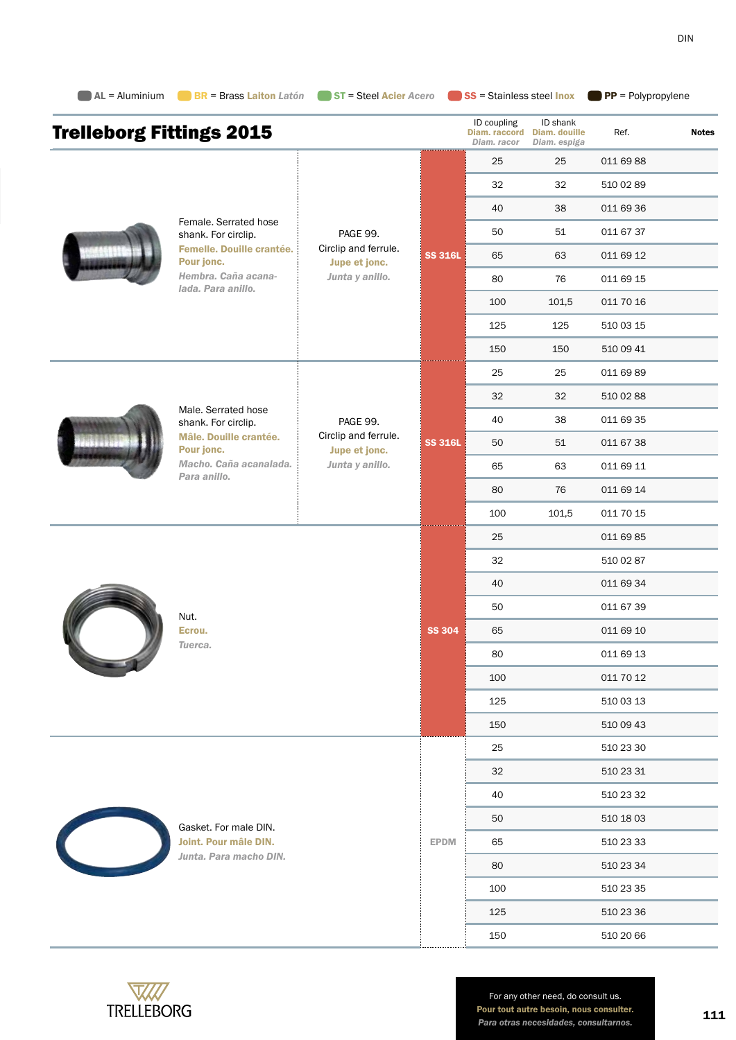AL = Aluminium   BR = Brass Laiton Latón   ST = Steel Acier Acero   SS = Stainless steel Inox   PP = Polypropylene

# Trelleborg Fittings 2015

| Description | | Material | ID coupling *Diam. raccord Diam. racor* | ID shank *Diam. douille Diam. espiga* | Ref. | Notes |
|---|---|---|---|---|---|---|
| Female. Serrated hose shank. For circlip. **Femelle. Douille crantée. Pour jonc.** *Hembra. Caña acanalada. Para anillo.* | PAGE 99. Circlip and ferrule. **Jupe et jonc.** *Junta y anillo.* | SS 316L | 25 | 25 | 011 69 88 | |
| | | | 32 | 32 | 510 02 89 | |
| | | | 40 | 38 | 011 69 36 | |
| | | | 50 | 51 | 011 67 37 | |
| | | | 65 | 63 | 011 69 12 | |
| | | | 80 | 76 | 011 69 15 | |
| | | | 100 | 101,5 | 011 70 16 | |
| | | | 125 | 125 | 510 03 15 | |
| | | | 150 | 150 | 510 09 41 | |
| Male. Serrated hose shank. For circlip. **Mâle. Douille crantée. Pour jonc.** *Macho. Caña acanalada. Para anillo.* | PAGE 99. Circlip and ferrule. **Jupe et jonc.** *Junta y anillo.* | SS 316L | 25 | 25 | 011 69 89 | |
| | | | 32 | 32 | 510 02 88 | |
| | | | 40 | 38 | 011 69 35 | |
| | | | 50 | 51 | 011 67 38 | |
| | | | 65 | 63 | 011 69 11 | |
| | | | 80 | 76 | 011 69 14 | |
| | | | 100 | 101,5 | 011 70 15 | |
| Nut. **Ecrou.** *Tuerca.* | | SS 304 | 25 | | 011 69 85 | |
| | | | 32 | | 510 02 87 | |
| | | | 40 | | 011 69 34 | |
| | | | 50 | | 011 67 39 | |
| | | | 65 | | 011 69 10 | |
| | | | 80 | | 011 69 13 | |
| | | | 100 | | 011 70 12 | |
| | | | 125 | | 510 03 13 | |
| | | | 150 | | 510 09 43 | |
| Gasket. For male DIN. **Joint. Pour mâle DIN.** *Junta. Para macho DIN.* | | EPDM | 25 | | 510 23 30 | |
| | | | 32 | | 510 23 31 | |
| | | | 40 | | 510 23 32 | |
| | | | 50 | | 510 18 03 | |
| | | | 65 | | 510 23 33 | |
| | | | 80 | | 510 23 34 | |
| | | | 100 | | 510 23 35 | |
| | | | 125 | | 510 23 36 | |
| | | | 150 | | 510 20 66 | |

For any other need, do consult us.
**Pour tout autre besoin, nous consulter.**
*Para otras necesidades, consultarnos.*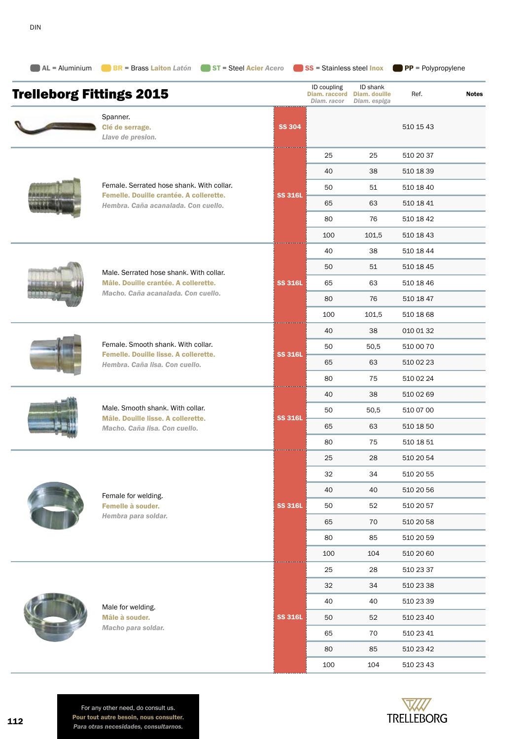DIN

**AL** = Aluminium **BR** = Brass Laiton *Latón* **ST** = Steel Acier *Acero* **SS** = Stainless steel Inox **PP** = Polypropylene

# Trelleborg Fittings 2015

| | | ID coupling / Diam. raccord / *Diam. racor* | ID shank / Diam. douille / *Diam. espiga* | Ref. | Notes |
|---|---|---|---|---|---|
| Spanner. **Clé de serrage.** *Llave de presion.* | SS 304 | | | 510 15 43 | |
| Female. Serrated hose shank. With collar. **Femelle. Douille crantée. A collerette.** *Hembra. Caña acanalada. Con cuello.* | SS 316L | 25 | 25 | 510 20 37 | |
| | | 40 | 38 | 510 18 39 | |
| | | 50 | 51 | 510 18 40 | |
| | | 65 | 63 | 510 18 41 | |
| | | 80 | 76 | 510 18 42 | |
| | | 100 | 101,5 | 510 18 43 | |
| Male. Serrated hose shank. With collar. **Mâle. Douille crantée. A collerette.** *Macho. Caña acanalada. Con cuello.* | SS 316L | 40 | 38 | 510 18 44 | |
| | | 50 | 51 | 510 18 45 | |
| | | 65 | 63 | 510 18 46 | |
| | | 80 | 76 | 510 18 47 | |
| | | 100 | 101,5 | 510 18 68 | |
| Female. Smooth shank. With collar. **Femelle. Douille lisse. A collerette.** *Hembra. Caña lisa. Con cuello.* | SS 316L | 40 | 38 | 010 01 32 | |
| | | 50 | 50,5 | 510 00 70 | |
| | | 65 | 63 | 510 02 23 | |
| | | 80 | 75 | 510 02 24 | |
| Male. Smooth shank. With collar. **Mâle. Douille lisse. A collerette.** *Macho. Caña lisa. Con cuello.* | SS 316L | 40 | 38 | 510 02 69 | |
| | | 50 | 50,5 | 510 07 00 | |
| | | 65 | 63 | 510 18 50 | |
| | | 80 | 75 | 510 18 51 | |
| Female for welding. **Femelle à souder.** *Hembra para soldar.* | SS 316L | 25 | 28 | 510 20 54 | |
| | | 32 | 34 | 510 20 55 | |
| | | 40 | 40 | 510 20 56 | |
| | | 50 | 52 | 510 20 57 | |
| | | 65 | 70 | 510 20 58 | |
| | | 80 | 85 | 510 20 59 | |
| | | 100 | 104 | 510 20 60 | |
| Male for welding. **Mâle à souder.** *Macho para soldar.* | SS 316L | 25 | 28 | 510 23 37 | |
| | | 32 | 34 | 510 23 38 | |
| | | 40 | 40 | 510 23 39 | |
| | | 50 | 52 | 510 23 40 | |
| | | 65 | 70 | 510 23 41 | |
| | | 80 | 85 | 510 23 42 | |
| | | 100 | 104 | 510 23 43 | |

For any other need, do consult us.
**Pour tout autre besoin, nous consulter.**
*Para otras necesidades, consultarnos.*

TRELLEBORG